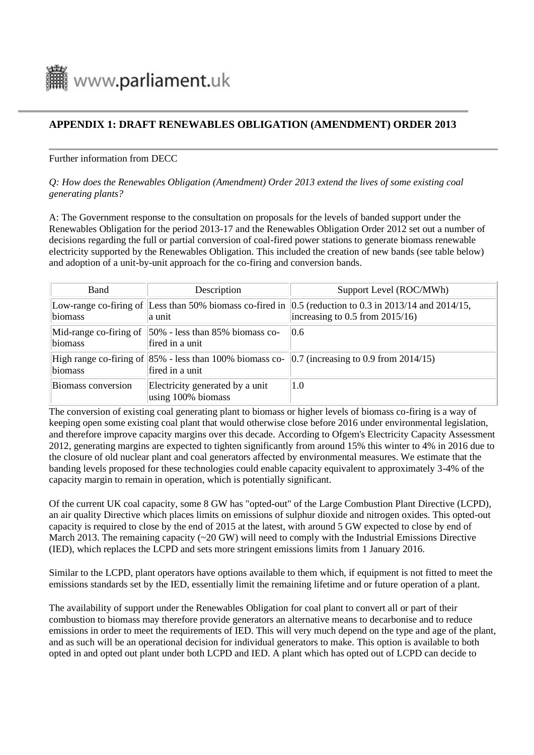## APPENDIX 1: DRAFT RENEWABLES OBLIGATION (AMENDMENT) ORDER 2013

Further information from DECC

*Q: How does the Renewables Obligation (Amendment) Order 2013 extend the lives of some existing coal generating plants?*

A: The Government response to the consultation on proposals for the levels of banded support under the Renewables Obligation for the period 2013-17 and the Renewables Obligation Order 2012 set out a number of decisions regarding the full or partial conversion of coal-fired power stations to generate biomass renewable electricity supported by the Renewables Obligation. This included the creation of new bands (see table below) and adoption of a unit-by-unit approach for the co-firing and conversion bands.

| Band | Description | Support Level (ROC/MWh) |
| --- | --- | --- |
| Low-range co-firing of biomass | Less than 50% biomass co-fired in a unit | 0.5 (reduction to 0.3 in 2013/14 and 2014/15, increasing to 0.5 from 2015/16) |
| Mid-range co-firing of biomass | 50% - less than 85% biomass co-fired in a unit | 0.6 |
| High range co-firing of biomass | 85% - less than 100% biomass co-fired in a unit | 0.7 (increasing to 0.9 from 2014/15) |
| Biomass conversion | Electricity generated by a unit using 100% biomass | 1.0 |

The conversion of existing coal generating plant to biomass or higher levels of biomass co-firing is a way of keeping open some existing coal plant that would otherwise close before 2016 under environmental legislation, and therefore improve capacity margins over this decade. According to Ofgem's Electricity Capacity Assessment 2012, generating margins are expected to tighten significantly from around 15% this winter to 4% in 2016 due to the closure of old nuclear plant and coal generators affected by environmental measures. We estimate that the banding levels proposed for these technologies could enable capacity equivalent to approximately 3-4% of the capacity margin to remain in operation, which is potentially significant.

Of the current UK coal capacity, some 8 GW has "opted-out" of the Large Combustion Plant Directive (LCPD), an air quality Directive which places limits on emissions of sulphur dioxide and nitrogen oxides. This opted-out capacity is required to close by the end of 2015 at the latest, with around 5 GW expected to close by end of March 2013. The remaining capacity (~20 GW) will need to comply with the Industrial Emissions Directive (IED), which replaces the LCPD and sets more stringent emissions limits from 1 January 2016.

Similar to the LCPD, plant operators have options available to them which, if equipment is not fitted to meet the emissions standards set by the IED, essentially limit the remaining lifetime and or future operation of a plant.

The availability of support under the Renewables Obligation for coal plant to convert all or part of their combustion to biomass may therefore provide generators an alternative means to decarbonise and to reduce emissions in order to meet the requirements of IED. This will very much depend on the type and age of the plant, and as such will be an operational decision for individual generators to make. This option is available to both opted in and opted out plant under both LCPD and IED. A plant which has opted out of LCPD can decide to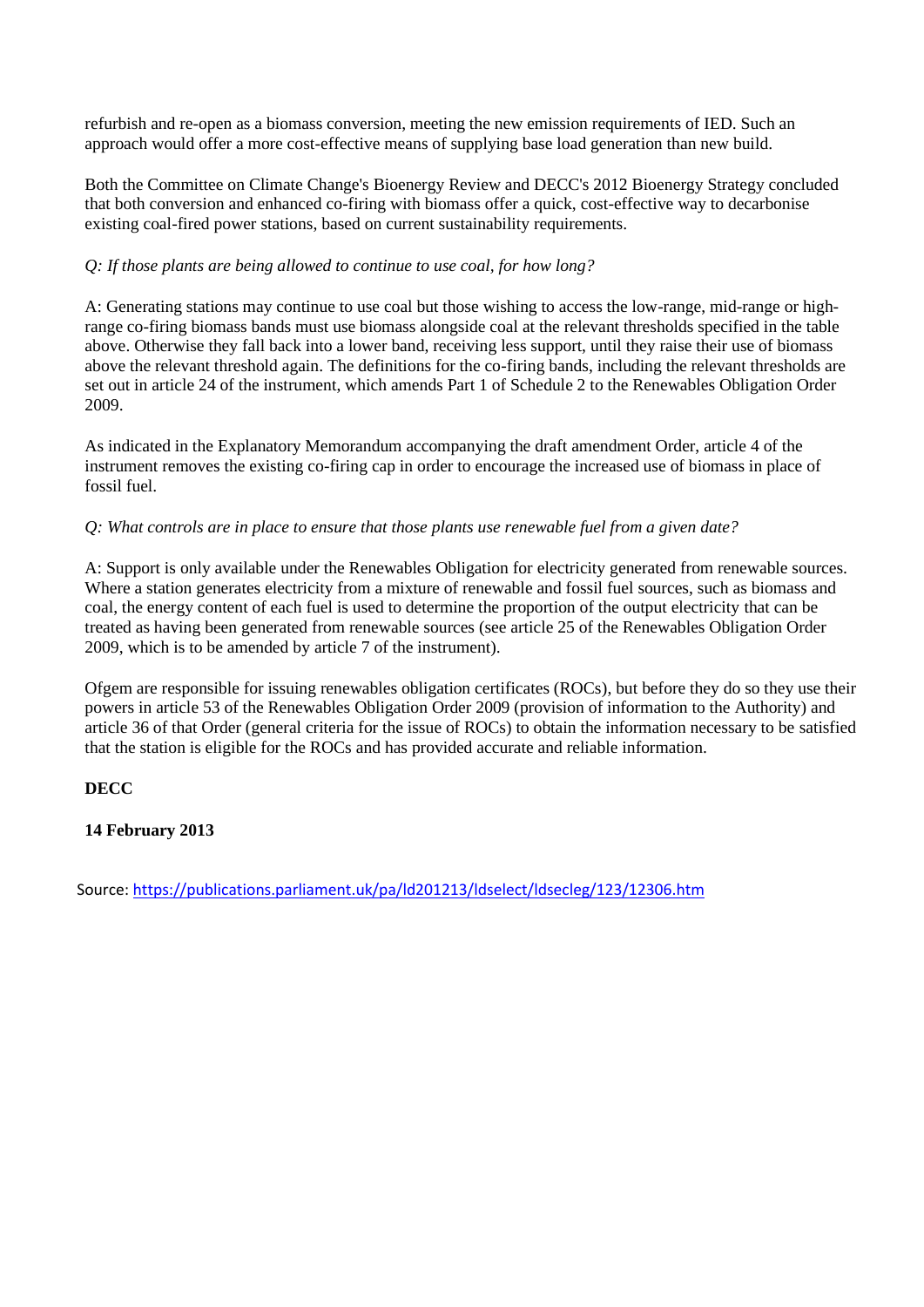refurbish and re-open as a biomass conversion, meeting the new emission requirements of IED. Such an approach would offer a more cost-effective means of supplying base load generation than new build.

Both the Committee on Climate Change's Bioenergy Review and DECC's 2012 Bioenergy Strategy concluded that both conversion and enhanced co-firing with biomass offer a quick, cost-effective way to decarbonise existing coal-fired power stations, based on current sustainability requirements.

*Q: If those plants are being allowed to continue to use coal, for how long?*

A: Generating stations may continue to use coal but those wishing to access the low-range, mid-range or high-range co-firing biomass bands must use biomass alongside coal at the relevant thresholds specified in the table above. Otherwise they fall back into a lower band, receiving less support, until they raise their use of biomass above the relevant threshold again. The definitions for the co-firing bands, including the relevant thresholds are set out in article 24 of the instrument, which amends Part 1 of Schedule 2 to the Renewables Obligation Order 2009.

As indicated in the Explanatory Memorandum accompanying the draft amendment Order, article 4 of the instrument removes the existing co-firing cap in order to encourage the increased use of biomass in place of fossil fuel.

*Q: What controls are in place to ensure that those plants use renewable fuel from a given date?*

A: Support is only available under the Renewables Obligation for electricity generated from renewable sources. Where a station generates electricity from a mixture of renewable and fossil fuel sources, such as biomass and coal, the energy content of each fuel is used to determine the proportion of the output electricity that can be treated as having been generated from renewable sources (see article 25 of the Renewables Obligation Order 2009, which is to be amended by article 7 of the instrument).

Ofgem are responsible for issuing renewables obligation certificates (ROCs), but before they do so they use their powers in article 53 of the Renewables Obligation Order 2009 (provision of information to the Authority) and article 36 of that Order (general criteria for the issue of ROCs) to obtain the information necessary to be satisfied that the station is eligible for the ROCs and has provided accurate and reliable information.

**DECC**

**14 February 2013**

Source: https://publications.parliament.uk/pa/ld201213/ldselect/ldsecleg/123/12306.htm